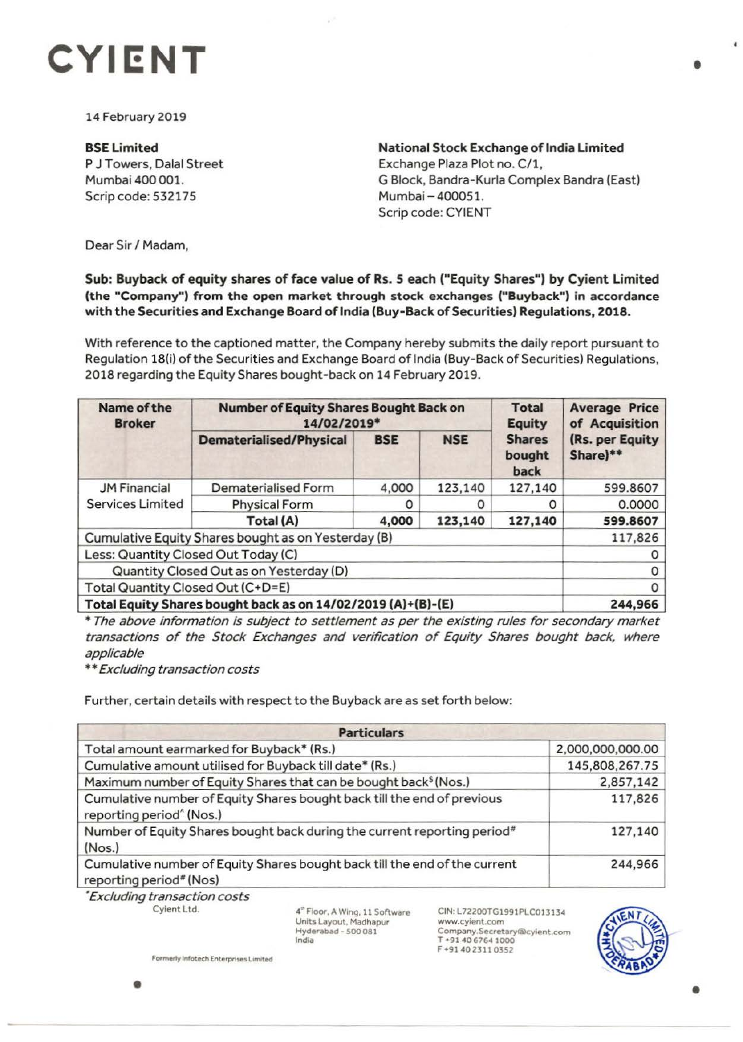# CYIENT

14 February 2019

**BSE Limited**
P J Towers, Dalal Street
Mumbai 400 001.
Scrip code: 532175

**National Stock Exchange of India Limited**
Exchange Plaza Plot no. C/1,
G Block, Bandra-Kurla Complex Bandra (East)
Mumbai – 400051.
Scrip code: CYIENT

Dear Sir / Madam,

**Sub: Buyback of equity shares of face value of Rs. 5 each ("Equity Shares") by Cyient Limited (the "Company") from the open market through stock exchanges ("Buyback") in accordance with the Securities and Exchange Board of India (Buy-Back of Securities) Regulations, 2018.**

With reference to the captioned matter, the Company hereby submits the daily report pursuant to Regulation 18(i) of the Securities and Exchange Board of India (Buy-Back of Securities) Regulations, 2018 regarding the Equity Shares bought-back on 14 February 2019.

| Name of the Broker | Number of Equity Shares Bought Back on 14/02/2019* | | | Total Equity Shares bought back | Average Price of Acquisition (Rs. per Equity Share)** |
|---|---|---|---|---|---|
| | Dematerialised/Physical | BSE | NSE | | |
| JM Financial Services Limited | Dematerialised Form | 4,000 | 123,140 | 127,140 | 599.8607 |
| | Physical Form | 0 | 0 | 0 | 0.0000 |
| | **Total (A)** | **4,000** | **123,140** | **127,140** | **599.8607** |
| Cumulative Equity Shares bought as on Yesterday (B) | | | | | 117,826 |
| Less: Quantity Closed Out Today (C) | | | | | 0 |
| Quantity Closed Out as on Yesterday (D) | | | | | 0 |
| Total Quantity Closed Out (C+D=E) | | | | | 0 |
| **Total Equity Shares bought back as on 14/02/2019 (A)+(B)-(E)** | | | | | **244,966** |

*\* The above information is subject to settlement as per the existing rules for secondary market transactions of the Stock Exchanges and verification of Equity Shares bought back, where applicable*

*\*\*Excluding transaction costs*

Further, certain details with respect to the Buyback are as set forth below:

| Particulars | |
|---|---|
| Total amount earmarked for Buyback* (Rs.) | 2,000,000,000.00 |
| Cumulative amount utilised for Buyback till date* (Rs.) | 145,808,267.75 |
| Maximum number of Equity Shares that can be bought back$ (Nos.) | 2,857,142 |
| Cumulative number of Equity Shares bought back till the end of previous reporting period^ (Nos.) | 117,826 |
| Number of Equity Shares bought back during the current reporting period# (Nos.) | 127,140 |
| Cumulative number of Equity Shares bought back till the end of the current reporting period# (Nos) | 244,966 |

*\*Excluding transaction costs*

Cyient Ltd.

4th Floor, A Wing, 11 Software Units Layout, Madhapur Hyderabad - 500 081 India

CIN: L72200TG1991PLC013134
www.cyient.com
Company.Secretary@cyient.com
T +91 40 6764 1000
F +91 40 2311 0352

Formerly Infotech Enterprises Limited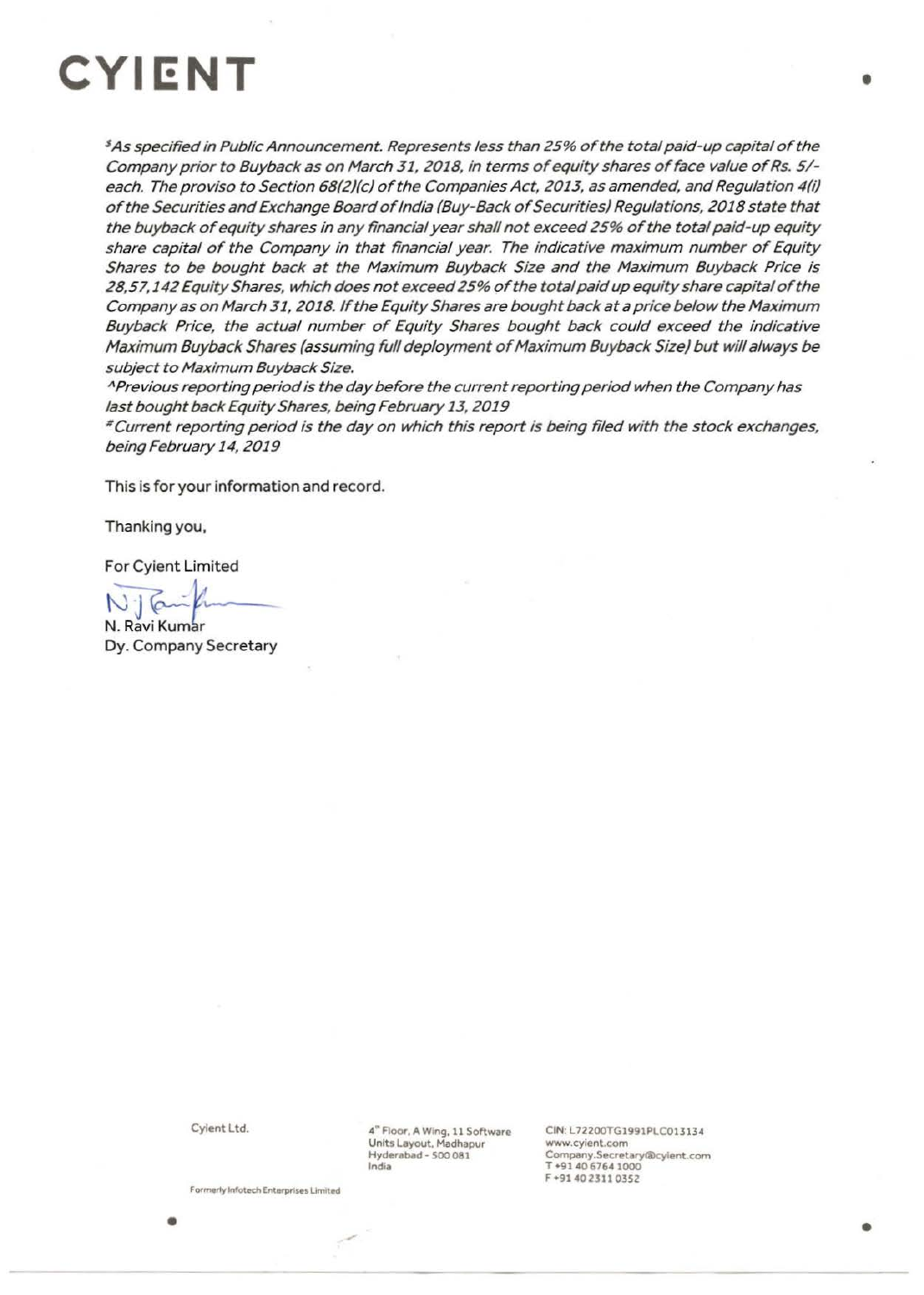# CYIENT

*$As specified in Public Announcement. Represents less than 25% of the total paid-up capital of the Company prior to Buyback as on March 31, 2018, in terms of equity shares of face value of Rs. 5/- each. The proviso to Section 68(2)(c) of the Companies Act, 2013, as amended, and Regulation 4(i) of the Securities and Exchange Board of India (Buy-Back of Securities) Regulations, 2018 state that the buyback of equity shares in any financial year shall not exceed 25% of the total paid-up equity share capital of the Company in that financial year. The indicative maximum number of Equity Shares to be bought back at the Maximum Buyback Size and the Maximum Buyback Price is 28,57,142 Equity Shares, which does not exceed 25% of the total paid up equity share capital of the Company as on March 31, 2018. If the Equity Shares are bought back at a price below the Maximum Buyback Price, the actual number of Equity Shares bought back could exceed the indicative Maximum Buyback Shares (assuming full deployment of Maximum Buyback Size) but will always be subject to Maximum Buyback Size.*

*^Previous reporting period is the day before the current reporting period when the Company has last bought back Equity Shares, being February 13, 2019*

*#Current reporting period is the day on which this report is being filed with the stock exchanges, being February 14, 2019*

This is for your information and record.

Thanking you,

For Cyient Limited

N. Ravi Kumar
Dy. Company Secretary

Cyient Ltd.

Formerly Infotech Enterprises Limited

4th Floor, A Wing, 11 Software Units Layout, Madhapur
Hyderabad - 500 081
India

CIN: L72200TG1991PLC013134
www.cyient.com
Company.Secretary@cyient.com
T +91 40 6764 1000
F +91 40 2311 0352